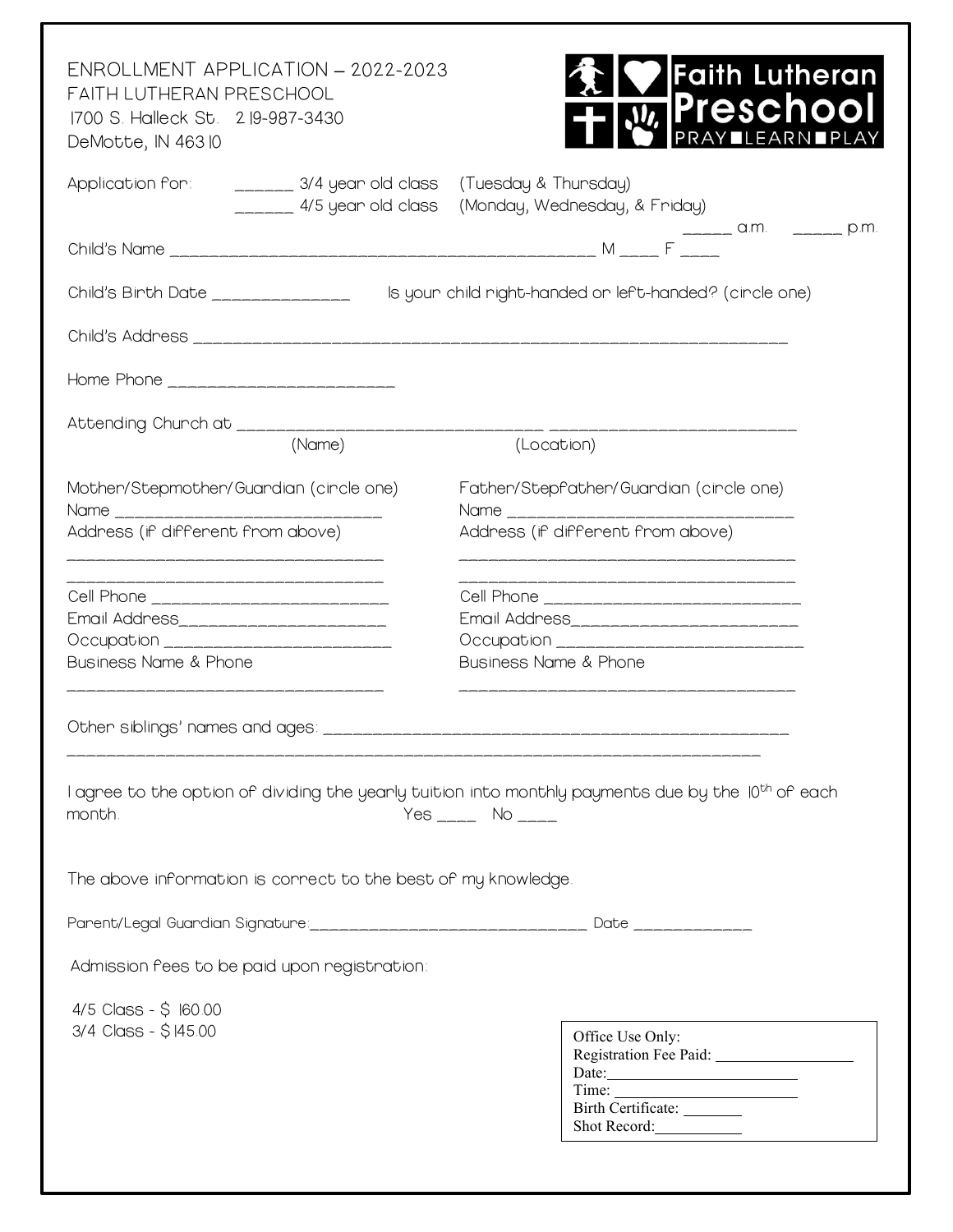# ENROLLMENT APPLICATION – 2022-2023

FAITH LUTHERAN PRESCHOOL
1700 S. Halleck St. 219-987-3430
DeMotte, IN 46310

**Faith Lutheran Preschool**
PRAY ■ LEARN ■ PLAY

Application for: ______ 3/4 year old class (Tuesday & Thursday)
______ 4/5 year old class (Monday, Wednesday, & Friday)

_____ a.m. _____ p.m.

Child's Name ____________________________________________ M ____ F ____

Child's Birth Date _______________ Is your child right-handed or left-handed? (circle one)

Child's Address ________________________________________________________________

Home Phone ________________________

Attending Church at ________________________________ ________________________
(Name) (Location)

Mother/Stepmother/Guardian (circle one)
Name ____________________________
Address (if different from above)
________________________________
________________________________
Cell Phone ________________________
Email Address______________________
Occupation ________________________
Business Name & Phone
________________________________

Father/Stepfather/Guardian (circle one)
Name ______________________________
Address (if different from above)
__________________________________
__________________________________
Cell Phone __________________________
Email Address________________________
Occupation __________________________
Business Name & Phone
__________________________________

Other siblings' names and ages: ____________________________________________
________________________________________________________________________

I agree to the option of dividing the yearly tuition into monthly payments due by the 10th of each month. Yes ____ No ____

The above information is correct to the best of my knowledge.

Parent/Legal Guardian Signature:______________________________ Date ____________

Admission fees to be paid upon registration:

4/5 Class - $ 160.00
3/4 Class - $145.00

Office Use Only:
Registration Fee Paid: _________________
Date:________________________
Time: _______________________
Birth Certificate: _______
Shot Record:__________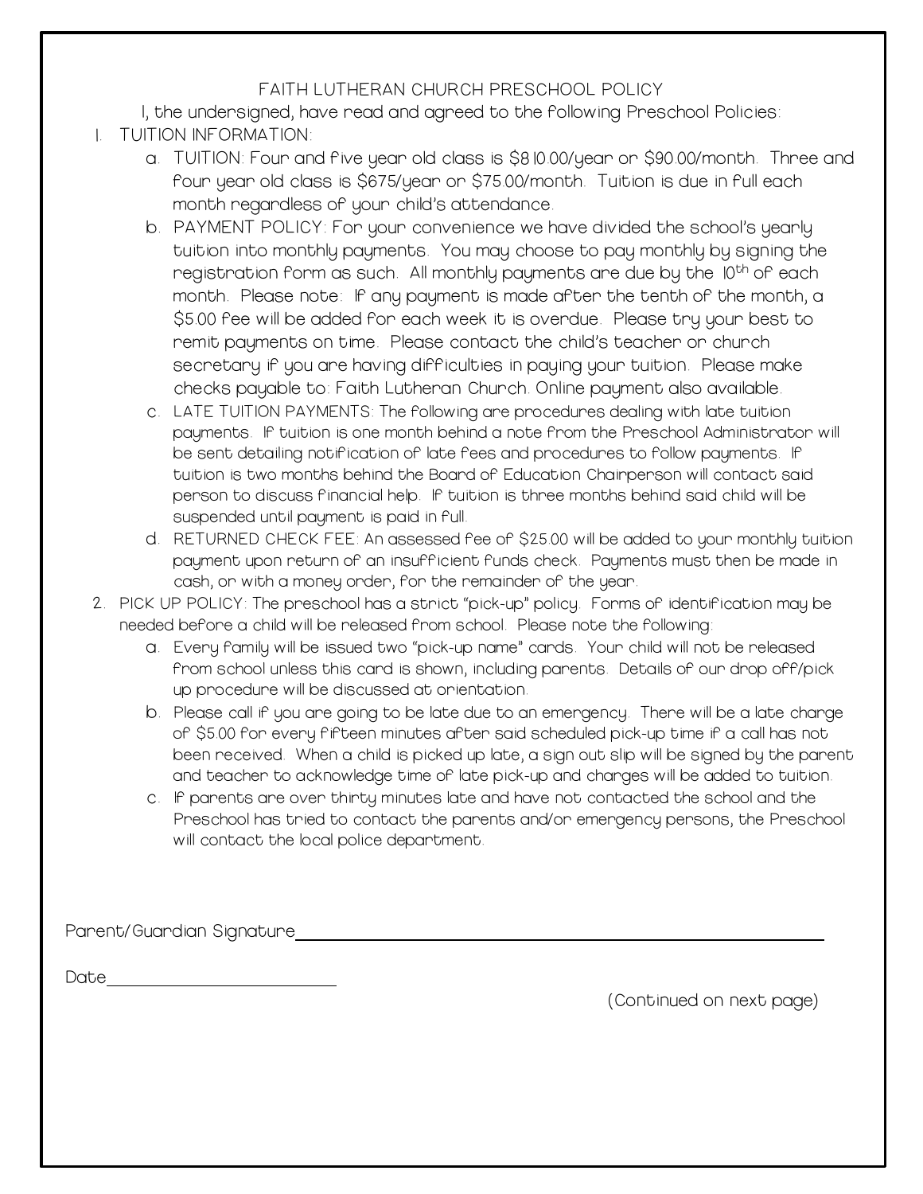FAITH LUTHERAN CHURCH PRESCHOOL POLICY

I, the undersigned, have read and agreed to the following Preschool Policies:

1. TUITION INFORMATION:
   a. TUITION: Four and five year old class is $810.00/year or $90.00/month. Three and four year old class is $675/year or $75.00/month. Tuition is due in full each month regardless of your child's attendance.
   b. PAYMENT POLICY: For your convenience we have divided the school's yearly tuition into monthly payments. You may choose to pay monthly by signing the registration form as such. All monthly payments are due by the 10th of each month. Please note: If any payment is made after the tenth of the month, a $5.00 fee will be added for each week it is overdue. Please try your best to remit payments on time. Please contact the child's teacher or church secretary if you are having difficulties in paying your tuition. Please make checks payable to: Faith Lutheran Church. Online payment also available.
   c. LATE TUITION PAYMENTS: The following are procedures dealing with late tuition payments. If tuition is one month behind a note from the Preschool Administrator will be sent detailing notification of late fees and procedures to follow payments. If tuition is two months behind the Board of Education Chairperson will contact said person to discuss financial help. If tuition is three months behind said child will be suspended until payment is paid in full.
   d. RETURNED CHECK FEE: An assessed fee of $25.00 will be added to your monthly tuition payment upon return of an insufficient funds check. Payments must then be made in cash, or with a money order, for the remainder of the year.
2. PICK UP POLICY: The preschool has a strict "pick-up" policy. Forms of identification may be needed before a child will be released from school. Please note the following:
   a. Every family will be issued two "pick-up name" cards. Your child will not be released from school unless this card is shown, including parents. Details of our drop off/pick up procedure will be discussed at orientation.
   b. Please call if you are going to be late due to an emergency. There will be a late charge of $5.00 for every fifteen minutes after said scheduled pick-up time if a call has not been received. When a child is picked up late, a sign out slip will be signed by the parent and teacher to acknowledge time of late pick-up and charges will be added to tuition.
   c. If parents are over thirty minutes late and have not contacted the school and the Preschool has tried to contact the parents and/or emergency persons, the Preschool will contact the local police department.

Parent/Guardian Signature______________________________

Date____________________

(Continued on next page)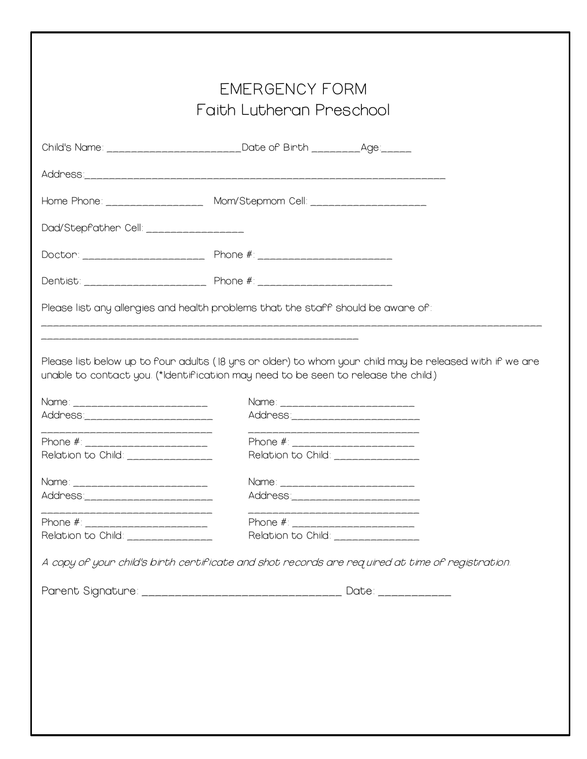# EMERGENCY FORM

## Faith Lutheran Preschool

Child's Name: ________________________Date of Birth _________Age:_____

Address:_________________________________________________________________

Home Phone: __________________ Mom/Stepmom Cell: ____________________

Dad/Stepfather Cell: _________________

Doctor: ______________________ Phone #: ________________________

Dentist: ______________________ Phone #: ________________________

Please list any allergies and health problems that the staff should be aware of:

___________________________________________________________________________________________

__________________________________________________________

Please list below up to four adults (18 yrs or older) to whom your child may be released with if we are unable to contact you. (*Identification may need to be seen to release the child.)

Name: ________________________
Address:_______________________
_____________________________
Phone #: ______________________
Relation to Child: _______________

Name: ________________________
Address:_______________________
_____________________________
Phone #: ______________________
Relation to Child: _______________

Name: ________________________
Address:_______________________
_____________________________
Phone #: ______________________
Relation to Child: _______________

Name: ________________________
Address:_______________________
_____________________________
Phone #: ______________________
Relation to Child: _______________

*A copy of your child's birth certificate and shot records are required at time of registration.*

Parent Signature: ____________________________________ Date: ____________